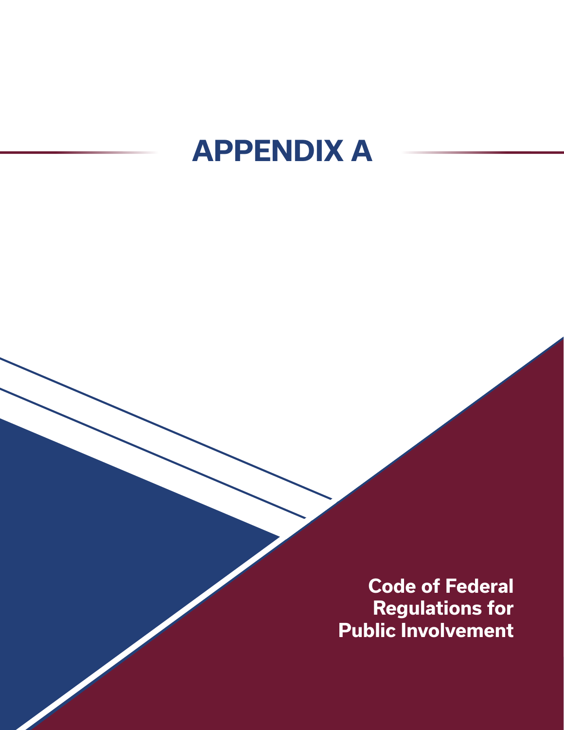# APPENDIX A

**Code of Federal Regulations for Public Involvement**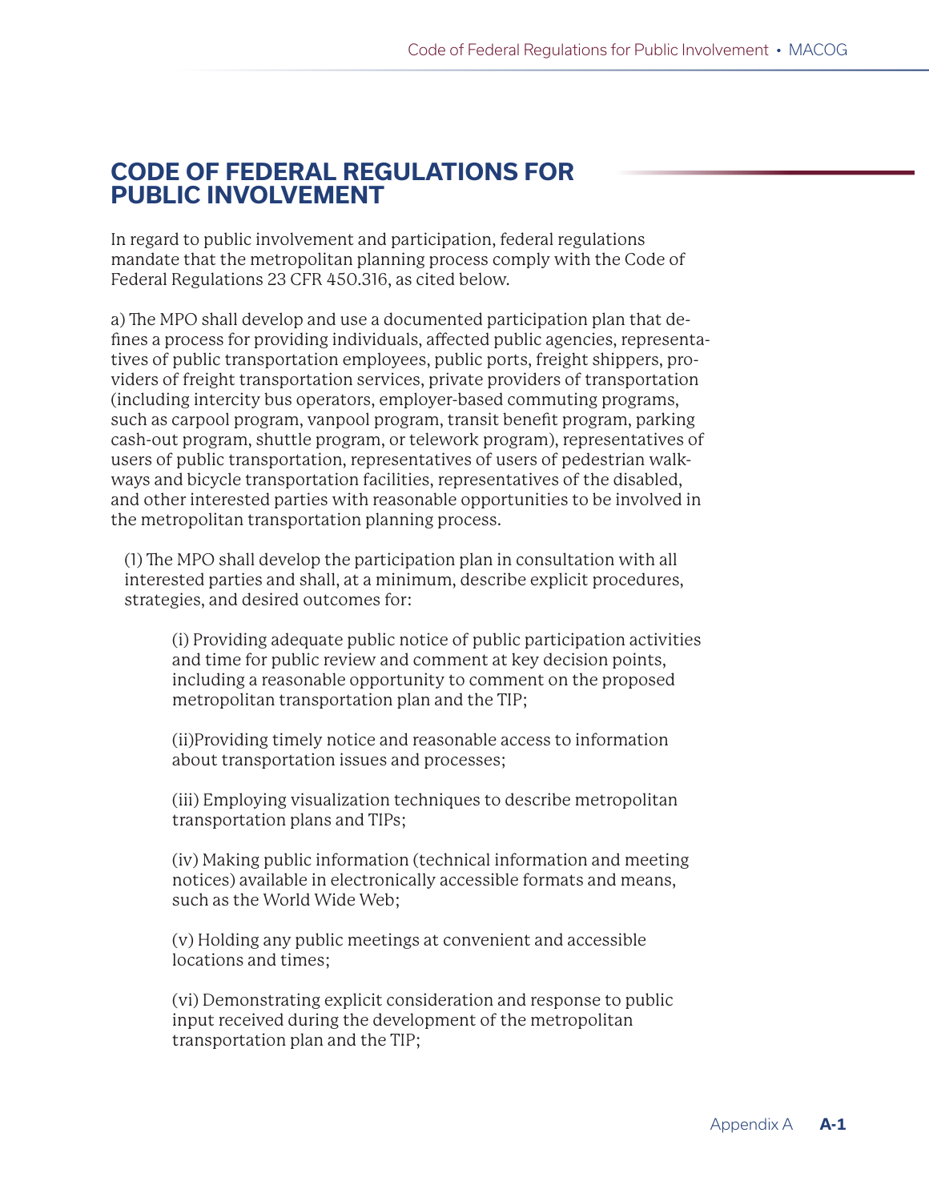# CODE OF FEDERAL REGULATIONS FOR PUBLIC INVOLVEMENT

In regard to public involvement and participation, federal regulations mandate that the metropolitan planning process comply with the Code of Federal Regulations 23 CFR 450.316, as cited below.

a) The MPO shall develop and use a documented participation plan that defines a process for providing individuals, affected public agencies, representatives of public transportation employees, public ports, freight shippers, providers of freight transportation services, private providers of transportation (including intercity bus operators, employer-based commuting programs, such as carpool program, vanpool program, transit benefit program, parking cash-out program, shuttle program, or telework program), representatives of users of public transportation, representatives of users of pedestrian walkways and bicycle transportation facilities, representatives of the disabled, and other interested parties with reasonable opportunities to be involved in the metropolitan transportation planning process.

(1) The MPO shall develop the participation plan in consultation with all interested parties and shall, at a minimum, describe explicit procedures, strategies, and desired outcomes for:

(i) Providing adequate public notice of public participation activities and time for public review and comment at key decision points, including a reasonable opportunity to comment on the proposed metropolitan transportation plan and the TIP;

(ii)Providing timely notice and reasonable access to information about transportation issues and processes;

(iii) Employing visualization techniques to describe metropolitan transportation plans and TIPs;

(iv) Making public information (technical information and meeting notices) available in electronically accessible formats and means, such as the World Wide Web;

(v) Holding any public meetings at convenient and accessible locations and times;

(vi) Demonstrating explicit consideration and response to public input received during the development of the metropolitan transportation plan and the TIP;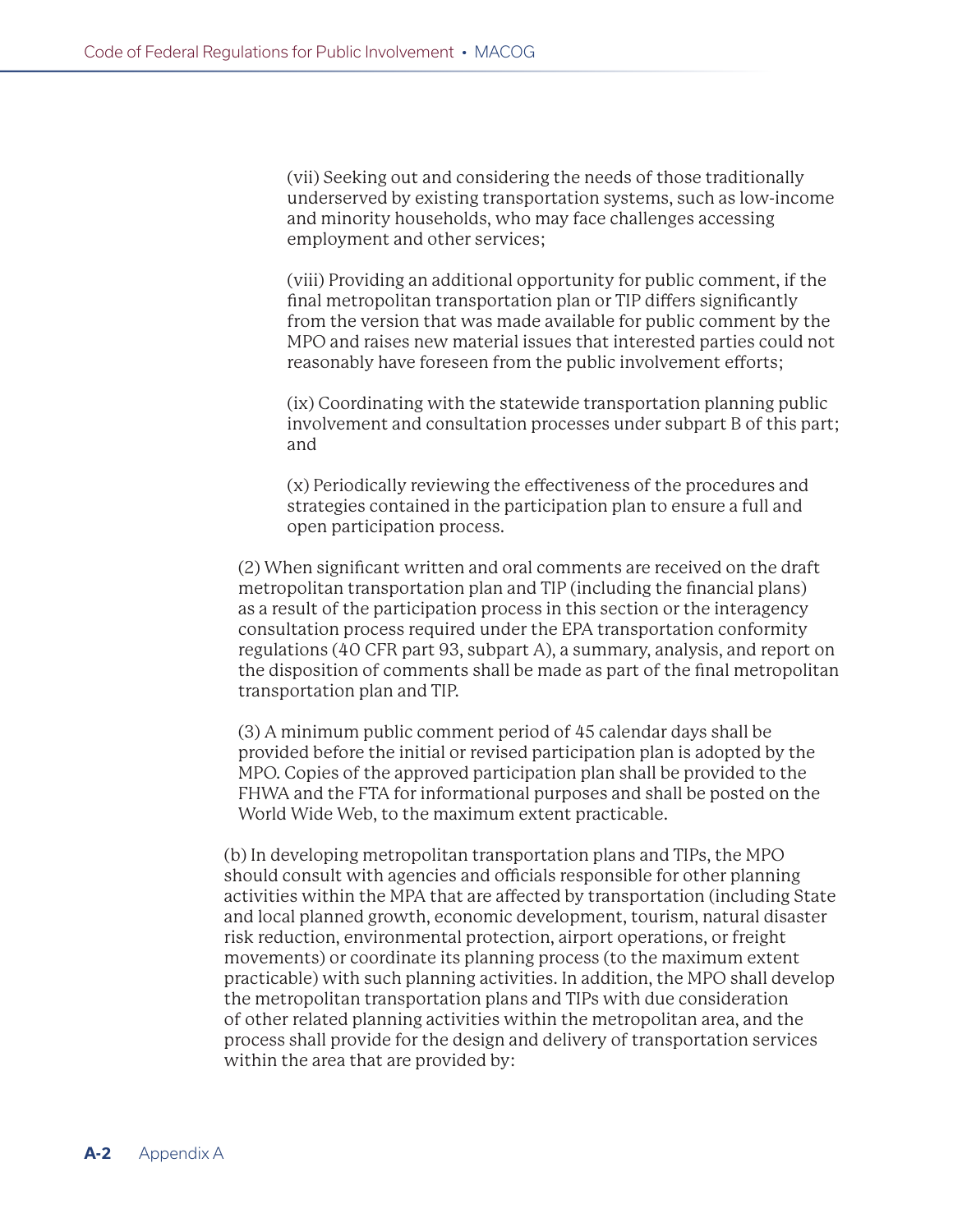(vii) Seeking out and considering the needs of those traditionally underserved by existing transportation systems, such as low-income and minority households, who may face challenges accessing employment and other services;

(viii) Providing an additional opportunity for public comment, if the final metropolitan transportation plan or TIP differs significantly from the version that was made available for public comment by the MPO and raises new material issues that interested parties could not reasonably have foreseen from the public involvement efforts;

(ix) Coordinating with the statewide transportation planning public involvement and consultation processes under subpart B of this part; and

(x) Periodically reviewing the effectiveness of the procedures and strategies contained in the participation plan to ensure a full and open participation process.

(2) When significant written and oral comments are received on the draft metropolitan transportation plan and TIP (including the financial plans) as a result of the participation process in this section or the interagency consultation process required under the EPA transportation conformity regulations (40 CFR part 93, subpart A), a summary, analysis, and report on the disposition of comments shall be made as part of the final metropolitan transportation plan and TIP.

(3) A minimum public comment period of 45 calendar days shall be provided before the initial or revised participation plan is adopted by the MPO. Copies of the approved participation plan shall be provided to the FHWA and the FTA for informational purposes and shall be posted on the World Wide Web, to the maximum extent practicable.

(b) In developing metropolitan transportation plans and TIPs, the MPO should consult with agencies and officials responsible for other planning activities within the MPA that are affected by transportation (including State and local planned growth, economic development, tourism, natural disaster risk reduction, environmental protection, airport operations, or freight movements) or coordinate its planning process (to the maximum extent practicable) with such planning activities. In addition, the MPO shall develop the metropolitan transportation plans and TIPs with due consideration of other related planning activities within the metropolitan area, and the process shall provide for the design and delivery of transportation services within the area that are provided by: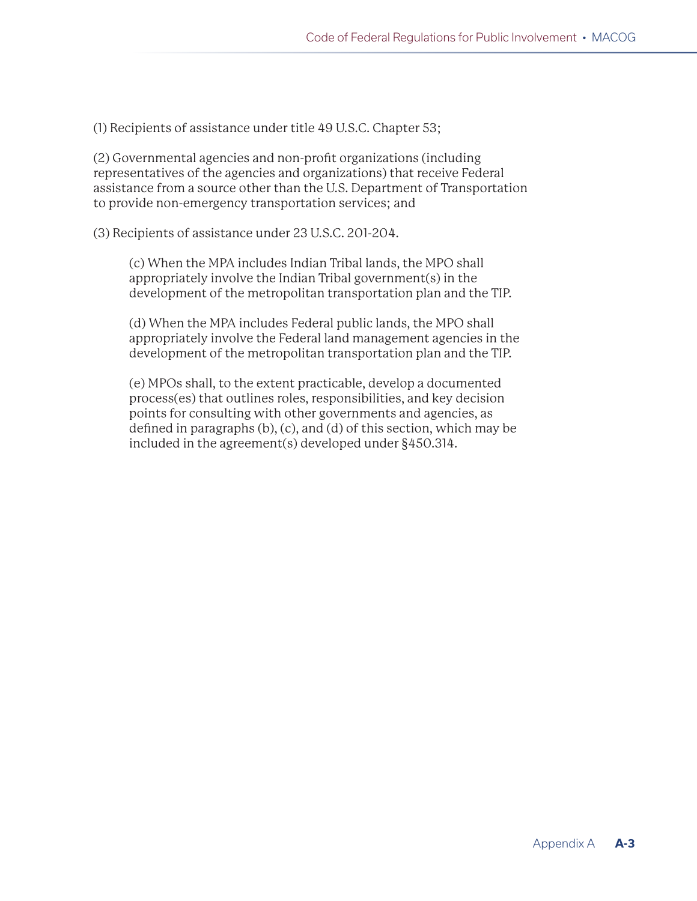(1) Recipients of assistance under title 49 U.S.C. Chapter 53;

(2) Governmental agencies and non-profit organizations (including representatives of the agencies and organizations) that receive Federal assistance from a source other than the U.S. Department of Transportation to provide non-emergency transportation services; and

(3) Recipients of assistance under 23 U.S.C. 201-204.

(c) When the MPA includes Indian Tribal lands, the MPO shall appropriately involve the Indian Tribal government(s) in the development of the metropolitan transportation plan and the TIP.

(d) When the MPA includes Federal public lands, the MPO shall appropriately involve the Federal land management agencies in the development of the metropolitan transportation plan and the TIP.

(e) MPOs shall, to the extent practicable, develop a documented process(es) that outlines roles, responsibilities, and key decision points for consulting with other governments and agencies, as defined in paragraphs (b), (c), and (d) of this section, which may be included in the agreement(s) developed under §450.314.